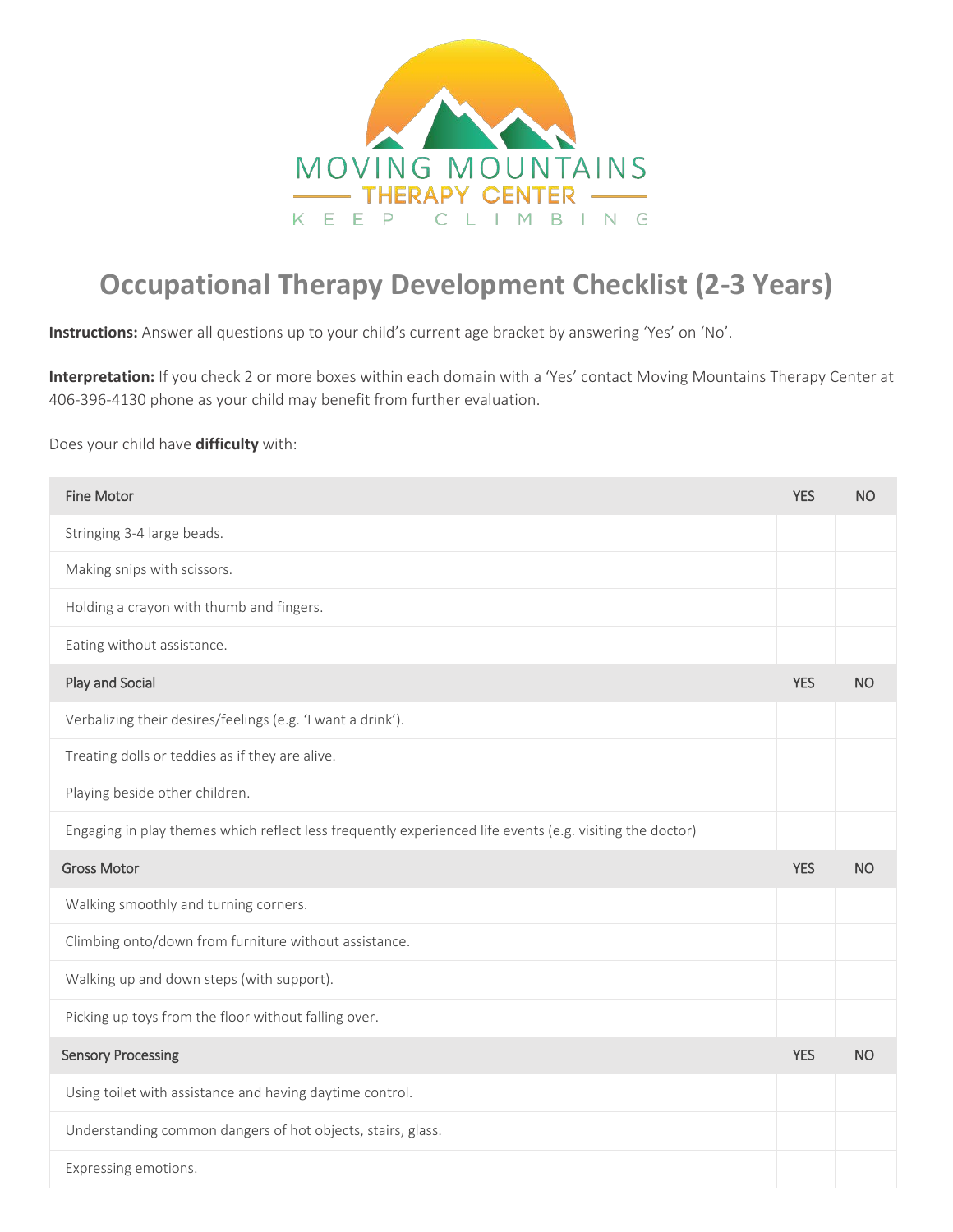MOVING MOUNTAINS
THERAPY CENTER
KEEP CLIMBING

# Occupational Therapy Development Checklist (2-3 Years)

**Instructions:** Answer all questions up to your child's current age bracket by answering 'Yes' on 'No'.

**Interpretation:** If you check 2 or more boxes within each domain with a 'Yes' contact Moving Mountains Therapy Center at 406-396-4130 phone as your child may benefit from further evaluation.

Does your child have **difficulty** with:

| Fine Motor | YES | NO |
|---|---|---|
| Stringing 3-4 large beads. | | |
| Making snips with scissors. | | |
| Holding a crayon with thumb and fingers. | | |
| Eating without assistance. | | |
| **Play and Social** | **YES** | **NO** |
| Verbalizing their desires/feelings (e.g. 'I want a drink'). | | |
| Treating dolls or teddies as if they are alive. | | |
| Playing beside other children. | | |
| Engaging in play themes which reflect less frequently experienced life events (e.g. visiting the doctor) | | |
| **Gross Motor** | **YES** | **NO** |
| Walking smoothly and turning corners. | | |
| Climbing onto/down from furniture without assistance. | | |
| Walking up and down steps (with support). | | |
| Picking up toys from the floor without falling over. | | |
| **Sensory Processing** | **YES** | **NO** |
| Using toilet with assistance and having daytime control. | | |
| Understanding common dangers of hot objects, stairs, glass. | | |
| Expressing emotions. | | |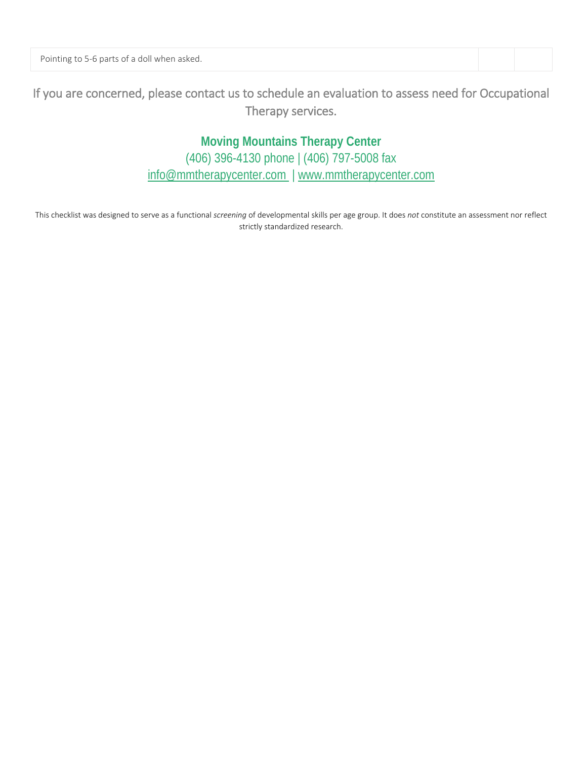| | | |
|---|---|---|
| Pointing to 5-6 parts of a doll when asked. | | |

If you are concerned, please contact us to schedule an evaluation to assess need for Occupational Therapy services.

**Moving Mountains Therapy Center**

(406) 396-4130 phone | (406) 797-5008 fax

info@mmtherapycenter.com | www.mmtherapycenter.com

This checklist was designed to serve as a functional *screening* of developmental skills per age group. It does *not* constitute an assessment nor reflect strictly standardized research.